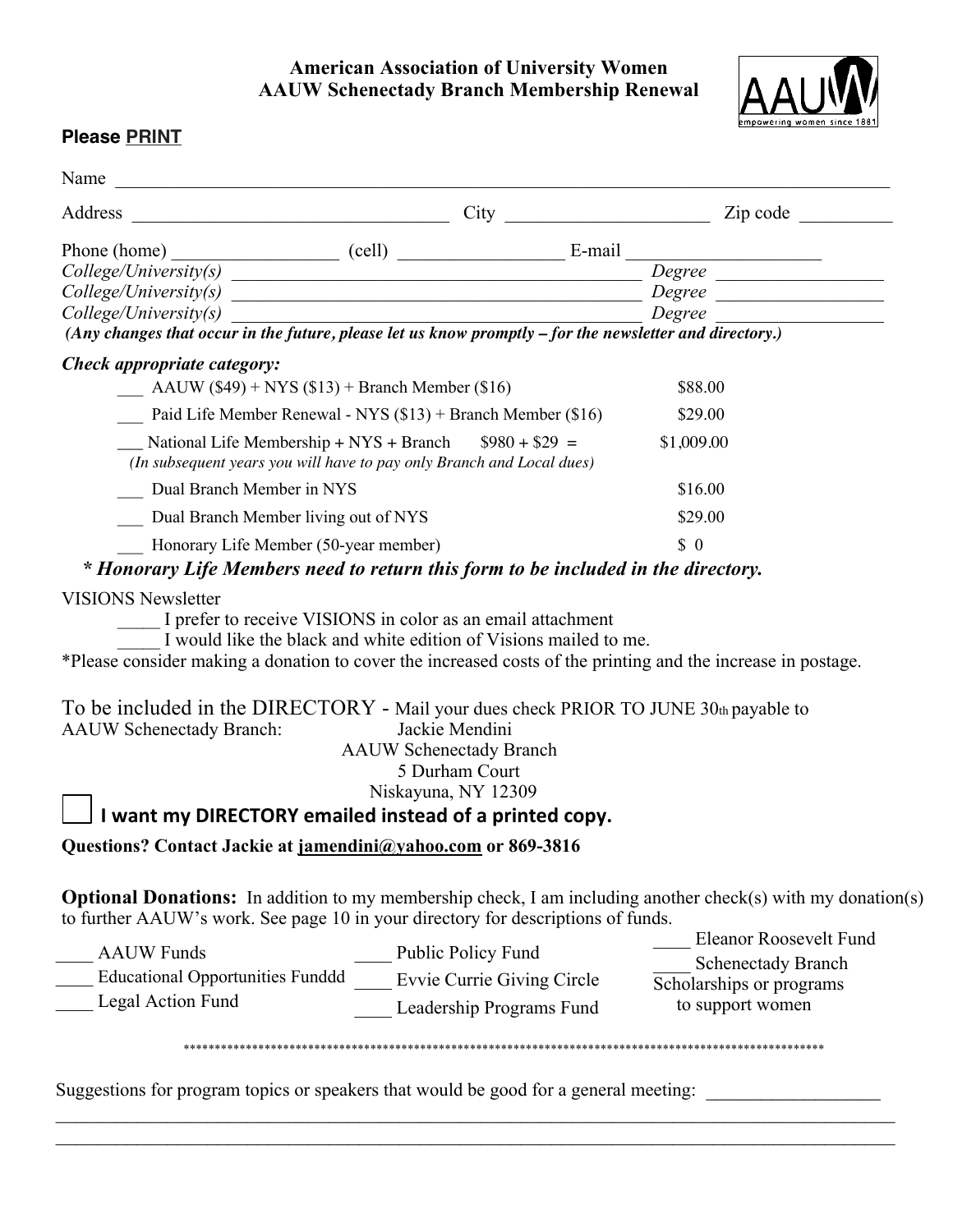**American Association of University Women**
**AAUW Schenectady Branch Membership Renewal**

**Please PRINT**

Name ______________________________________________________________________________

Address _________________________________ City _____________________ Zip code _________

Phone (home) _________________ (cell) _________________ E-mail ____________________

*College/University(s)* _____________________________________________ *Degree* _________________

*College/University(s)* _____________________________________________ *Degree* _________________

*College/University(s)* _____________________________________________ *Degree* _________________

***(Any changes that occur in the future, please let us know promptly – for the newsletter and directory.)***

***Check appropriate category:***

| | |
|---|---|
| ___ AAUW ($49) + NYS ($13) + Branch Member ($16) | $88.00 |
| ___ Paid Life Member Renewal - NYS ($13) + Branch Member ($16) | $29.00 |
| ___ National Life Membership + NYS + Branch $980 + $29 = *(In subsequent years you will have to pay only Branch and Local dues)* | $1,009.00 |
| ___ Dual Branch Member in NYS | $16.00 |
| ___ Dual Branch Member living out of NYS | $29.00 |
| ___ Honorary Life Member (50-year member) | $ 0 |

***\* Honorary Life Members need to return this form to be included in the directory.***

VISIONS Newsletter

_____ I prefer to receive VISIONS in color as an email attachment

_____ I would like the black and white edition of Visions mailed to me.

*Please consider making a donation to cover the increased costs of the printing and the increase in postage.

To be included in the DIRECTORY - Mail your dues check PRIOR TO JUNE 30th payable to AAUW Schenectady Branch:

Jackie Mendini
AAUW Schenectady Branch
5 Durham Court
Niskayuna, NY 12309

☐ **I want my DIRECTORY emailed instead of a printed copy.**

**Questions? Contact Jackie at jamendini@yahoo.com or 869-3816**

**Optional Donations:** In addition to my membership check, I am including another check(s) with my donation(s) to further AAUW's work. See page 10 in your directory for descriptions of funds.

____ AAUW Funds

____ Educational Opportunities Funddd

____ Legal Action Fund

____ Public Policy Fund

____ Evvie Currie Giving Circle

____ Leadership Programs Fund

____ Eleanor Roosevelt Fund

____ Schenectady Branch Scholarships or programs to support women

*****************************************************************************************************

Suggestions for program topics or speakers that would be good for a general meeting: __________________

_____________________________________________________________________________________________

_____________________________________________________________________________________________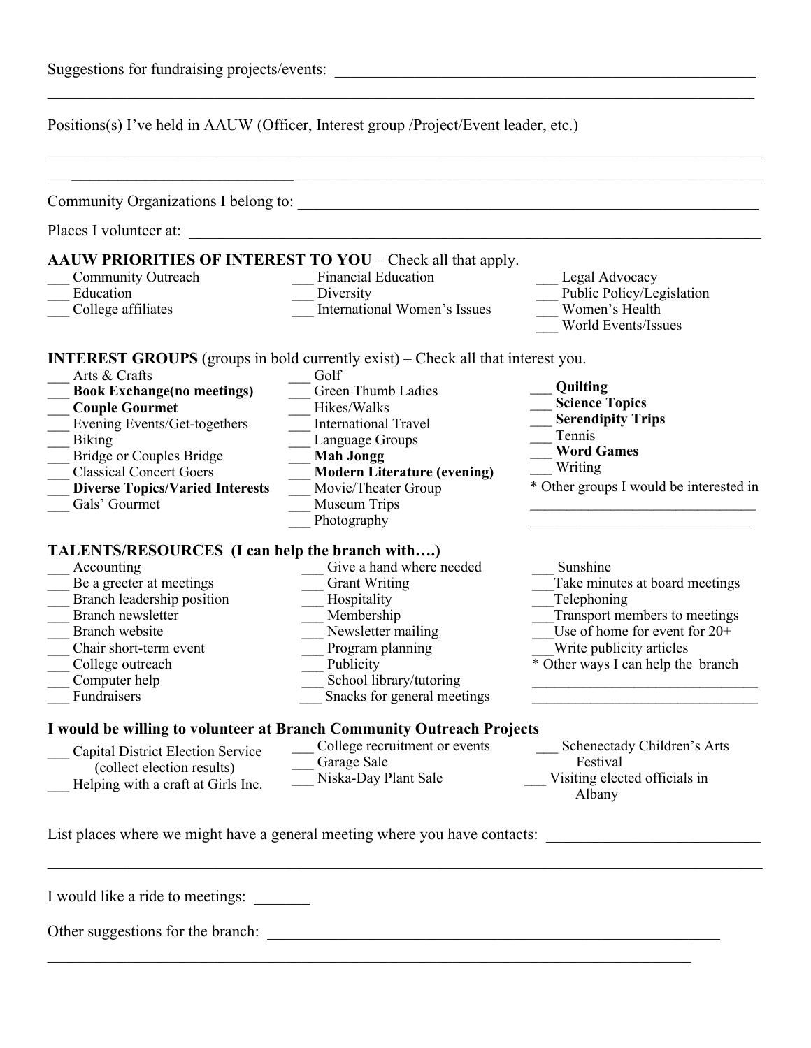Suggestions for fundraising projects/events: ___________________________________________________________

___________________________________________________________________________________________

Positions(s) I've held in AAUW (Officer, Interest group /Project/Event leader, etc.)

___________________________________________________________________________________________

___________________________________________________________________________________________

Community Organizations I belong to: _____________________________________________________________

Places I volunteer at: _____________________________________________________________________

**AAUW PRIORITIES OF INTEREST TO YOU** – Check all that apply.

___ Community Outreach
___ Education
___ College affiliates
___ Financial Education
___ Diversity
___ International Women's Issues
___ Legal Advocacy
___ Public Policy/Legislation
___ Women's Health
___ World Events/Issues

**INTEREST GROUPS** (groups in bold currently exist) – Check all that interest you.

___ Arts & Crafts
___ **Book Exchange(no meetings)**
___ **Couple Gourmet**
___ Evening Events/Get-togethers
___ Biking
___ Bridge or Couples Bridge
___ Classical Concert Goers
___ **Diverse Topics/Varied Interests**
___ Gals' Gourmet
___ Golf
___ Green Thumb Ladies
___ Hikes/Walks
___ International Travel
___ Language Groups
___ **Mah Jongg**
___ **Modern Literature (evening)**
___ Movie/Theater Group
___ Museum Trips
___ Photography
___ **Quilting**
___ **Science Topics**
___ **Serendipity Trips**
___ Tennis
___ **Word Games**
___ Writing

\* Other groups I would be interested in

_______________________________

_______________________________

**TALENTS/RESOURCES (I can help the branch with….)**

___ Accounting
___ Be a greeter at meetings
___ Branch leadership position
___ Branch newsletter
___ Branch website
___ Chair short-term event
___ College outreach
___ Computer help
___ Fundraisers
___ Give a hand where needed
___ Grant Writing
___ Hospitality
___ Membership
___ Newsletter mailing
___ Program planning
___ Publicity
___ School library/tutoring
___ Snacks for general meetings
___ Sunshine
___ Take minutes at board meetings
___ Telephoning
___ Transport members to meetings
___ Use of home for event for 20+
___ Write publicity articles

\* Other ways I can help the branch

_______________________________

_______________________________

**I would be willing to volunteer at Branch Community Outreach Projects**

___ Capital District Election Service (collect election results)
___ Helping with a craft at Girls Inc.
___ College recruitment or events
___ Garage Sale
___ Niska-Day Plant Sale
___ Schenectady Children's Arts Festival
___ Visiting elected officials in Albany

List places where we might have a general meeting where you have contacts: ___________________________

___________________________________________________________________________________________

I would like a ride to meetings: _______

Other suggestions for the branch: __________________________________________________________

___________________________________________________________________________________________